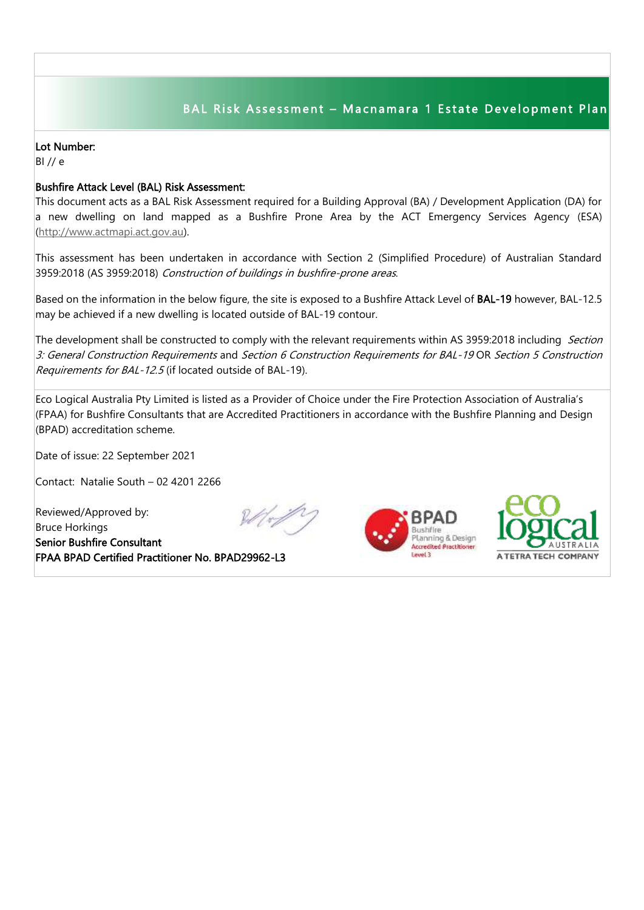## BAL Risk Assessment – Macnamara 1 Estate Development Plan

**Lot Number:**

BI // e

**Bushfire Attack Level (BAL) Risk Assessment:**

This document acts as a BAL Risk Assessment required for a Building Approval (BA) / Development Application (DA) for a new dwelling on land mapped as a Bushfire Prone Area by the ACT Emergency Services Agency (ESA) (http://www.actmapi.act.gov.au).

This assessment has been undertaken in accordance with Section 2 (Simplified Procedure) of Australian Standard 3959:2018 (AS 3959:2018) *Construction of buildings in bushfire-prone areas*.

Based on the information in the below figure, the site is exposed to a Bushfire Attack Level of **BAL-19** however, BAL-12.5 may be achieved if a new dwelling is located outside of BAL-19 contour.

The development shall be constructed to comply with the relevant requirements within AS 3959:2018 including *Section 3: General Construction Requirements* and *Section 6 Construction Requirements for BAL-19* OR *Section 5 Construction Requirements for BAL-12.5* (if located outside of BAL-19).

Eco Logical Australia Pty Limited is listed as a Provider of Choice under the Fire Protection Association of Australia's (FPAA) for Bushfire Consultants that are Accredited Practitioners in accordance with the Bushfire Planning and Design (BPAD) accreditation scheme.

Date of issue: 22 September 2021

Contact: Natalie South – 02 4201 2266

Reviewed/Approved by:
Bruce Horkings
**Senior Bushfire Consultant**
**FPAA BPAD Certified Practitioner No. BPAD29962-L3**

BPAD Bushfire Planning & Design Accredited Practitioner Level 3

eco logical AUSTRALIA A TETRA TECH COMPANY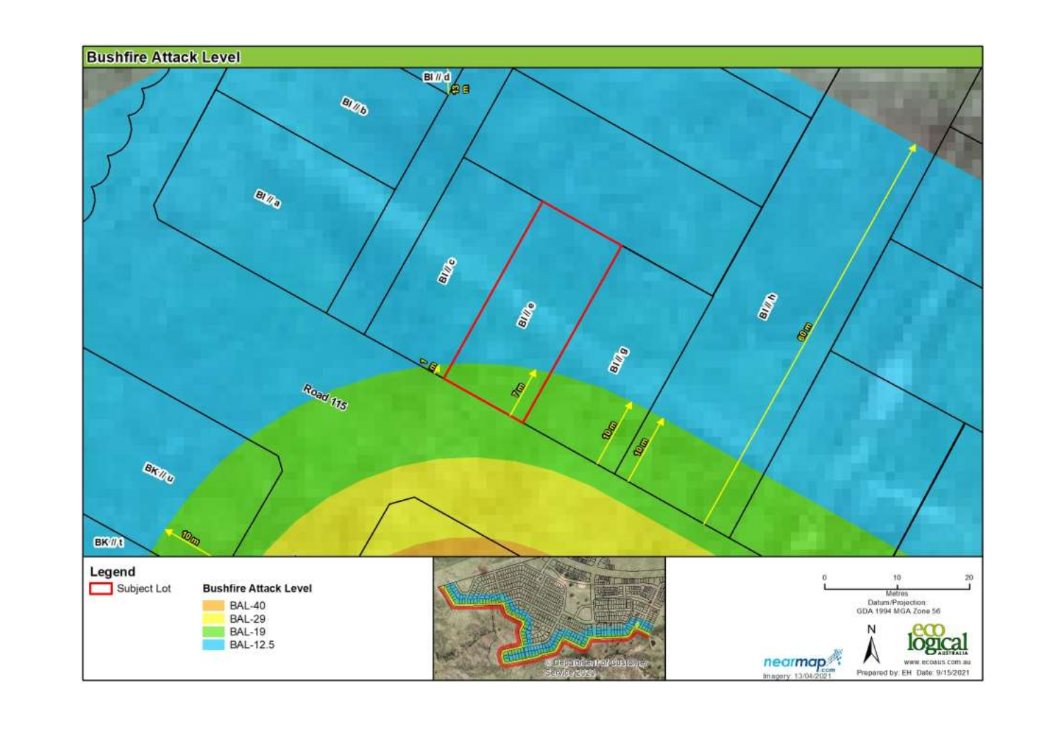# Bushfire Attack Level

BI // d

13 m

BI // b

BI // a

BI // c

BI // e

BI // g

BI // h

60 m

1 m

7m

10 m

10 m

Road 115

BK // u

BK // t

10 m

**Legend**

Subject Lot

**Bushfire Attack Level**

- BAL-40
- BAL-29
- BAL-19
- BAL-12.5

© Department of Customer Service 2020

0 10 20

Metres

Datum/Projection:
GDA 1994 MGA Zone 56

N

nearmap.com

Imagery: 13/04/2021

eco logical AUSTRALIA

www.ecoaus.com.au

Prepared by: EH Date: 9/15/2021